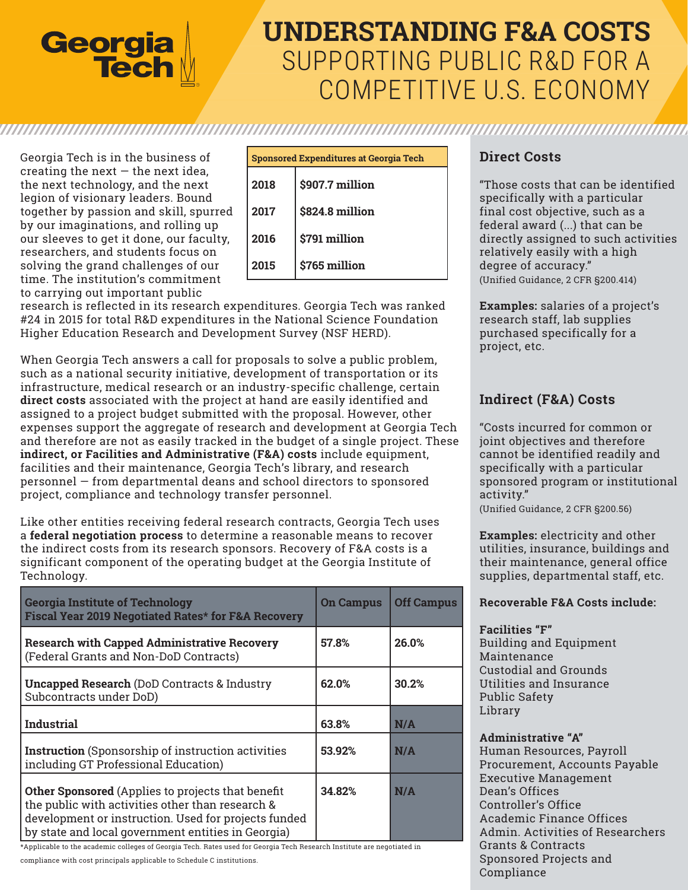# UNDERSTANDING F&A COSTS

## SUPPORTING PUBLIC R&D FOR A COMPETITIVE U.S. ECONOMY

Georgia Tech is in the business of creating the next — the next idea, the next technology, and the next legion of visionary leaders. Bound together by passion and skill, spurred by our imaginations, and rolling up our sleeves to get it done, our faculty, researchers, and students focus on solving the grand challenges of our time. The institution's commitment to carrying out important public research is reflected in its research expenditures. Georgia Tech was ranked #24 in 2015 for total R&D expenditures in the National Science Foundation Higher Education Research and Development Survey (NSF HERD).

| Sponsored Expenditures at Georgia Tech | |
|---|---|
| 2018 | $907.7 million |
| 2017 | $824.8 million |
| 2016 | $791 million |
| 2015 | $765 million |

When Georgia Tech answers a call for proposals to solve a public problem, such as a national security initiative, development of transportation or its infrastructure, medical research or an industry-specific challenge, certain **direct costs** associated with the project at hand are easily identified and assigned to a project budget submitted with the proposal. However, other expenses support the aggregate of research and development at Georgia Tech and therefore are not as easily tracked in the budget of a single project. These **indirect, or Facilities and Administrative (F&A) costs** include equipment, facilities and their maintenance, Georgia Tech's library, and research personnel — from departmental deans and school directors to sponsored project, compliance and technology transfer personnel.

Like other entities receiving federal research contracts, Georgia Tech uses a **federal negotiation process** to determine a reasonable means to recover the indirect costs from its research sponsors. Recovery of F&A costs is a significant component of the operating budget at the Georgia Institute of Technology.

| Georgia Institute of Technology Fiscal Year 2019 Negotiated Rates* for F&A Recovery | On Campus | Off Campus |
|---|---|---|
| **Research with Capped Administrative Recovery** (Federal Grants and Non-DoD Contracts) | 57.8% | 26.0% |
| **Uncapped Research** (DoD Contracts & Industry Subcontracts under DoD) | 62.0% | 30.2% |
| **Industrial** | 63.8% | N/A |
| **Instruction** (Sponsorship of instruction activities including GT Professional Education) | 53.92% | N/A |
| **Other Sponsored** (Applies to projects that benefit the public with activities other than research & development or instruction. Used for projects funded by state and local government entities in Georgia) | 34.82% | N/A |

*Applicable to the academic colleges of Georgia Tech. Rates used for Georgia Tech Research Institute are negotiated in compliance with cost principals applicable to Schedule C institutions.

### Direct Costs

"Those costs that can be identified specifically with a particular final cost objective, such as a federal award (...) that can be directly assigned to such activities relatively easily with a high degree of accuracy."
(Unified Guidance, 2 CFR §200.414)

**Examples:** salaries of a project's research staff, lab supplies purchased specifically for a project, etc.

### Indirect (F&A) Costs

"Costs incurred for common or joint objectives and therefore cannot be identified readily and specifically with a particular sponsored program or institutional activity."
(Unified Guidance, 2 CFR §200.56)

**Examples:** electricity and other utilities, insurance, buildings and their maintenance, general office supplies, departmental staff, etc.

**Recoverable F&A Costs include:**

**Facilities "F"**
- Building and Equipment Maintenance
- Custodial and Grounds
- Utilities and Insurance
- Public Safety
- Library

**Administrative "A"**
- Human Resources, Payroll
- Procurement, Accounts Payable
- Executive Management
- Dean's Offices
- Controller's Office
- Academic Finance Offices
- Admin. Activities of Researchers
- Grants & Contracts
- Sponsored Projects and Compliance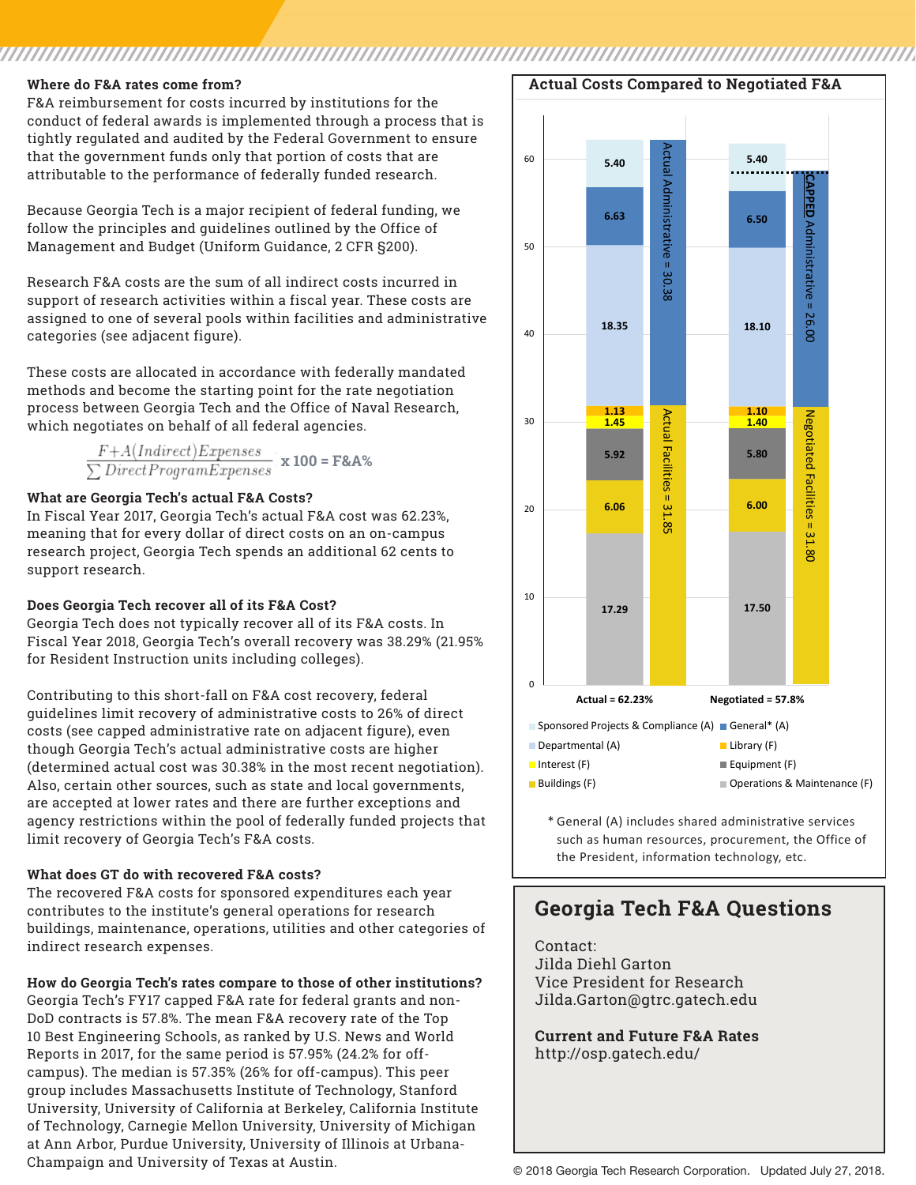### Where do F&A rates come from?

F&A reimbursement for costs incurred by institutions for the conduct of federal awards is implemented through a process that is tightly regulated and audited by the Federal Government to ensure that the government funds only that portion of costs that are attributable to the performance of federally funded research.

Because Georgia Tech is a major recipient of federal funding, we follow the principles and guidelines outlined by the Office of Management and Budget (Uniform Guidance, 2 CFR §200).

Research F&A costs are the sum of all indirect costs incurred in support of research activities within a fiscal year. These costs are assigned to one of several pools within facilities and administrative categories (see adjacent figure).

These costs are allocated in accordance with federally mandated methods and become the starting point for the rate negotiation process between Georgia Tech and the Office of Naval Research, which negotiates on behalf of all federal agencies.

$$\frac{F+A(Indirect)Expenses}{\sum DirectProgramExpenses} \times 100 = F\&A\%$$

### What are Georgia Tech's actual F&A Costs?

In Fiscal Year 2017, Georgia Tech's actual F&A cost was 62.23%, meaning that for every dollar of direct costs on an on-campus research project, Georgia Tech spends an additional 62 cents to support research.

### Does Georgia Tech recover all of its F&A Cost?

Georgia Tech does not typically recover all of its F&A costs. In Fiscal Year 2018, Georgia Tech's overall recovery was 38.29% (21.95% for Resident Instruction units including colleges).

Contributing to this short-fall on F&A cost recovery, federal guidelines limit recovery of administrative costs to 26% of direct costs (see capped administrative rate on adjacent figure), even though Georgia Tech's actual administrative costs are higher (determined actual cost was 30.38% in the most recent negotiation). Also, certain other sources, such as state and local governments, are accepted at lower rates and there are further exceptions and agency restrictions within the pool of federally funded projects that limit recovery of Georgia Tech's F&A costs.

### What does GT do with recovered F&A costs?

The recovered F&A costs for sponsored expenditures each year contributes to the institute's general operations for research buildings, maintenance, operations, utilities and other categories of indirect research expenses.

### How do Georgia Tech's rates compare to those of other institutions?

Georgia Tech's FY17 capped F&A rate for federal grants and non-DoD contracts is 57.8%. The mean F&A recovery rate of the Top 10 Best Engineering Schools, as ranked by U.S. News and World Reports in 2017, for the same period is 57.95% (24.2% for off-campus). The median is 57.35% (26% for off-campus). This peer group includes Massachusetts Institute of Technology, Stanford University, University of California at Berkeley, California Institute of Technology, Carnegie Mellon University, University of Michigan at Ann Arbor, Purdue University, University of Illinois at Urbana-Champaign and University of Texas at Austin.

### Actual Costs Compared to Negotiated F&A

0
10
20
30
40
50
60

Actual = 62.23%: 17.29, 6.06, 5.92, 1.45, 1.13, 18.35, 6.63, 5.40
Actual Facilities = 31.85
Actual Administrative = 30.38

Negotiated = 57.8%: 17.50, 6.00, 5.80, 1.40, 1.10, 18.10, 6.50, 5.40
Negotiated Facilities = 31.80
CAPPED Administrative = 26.00

Sponsored Projects & Compliance (A)
General* (A)
Departmental (A)
Library (F)
Interest (F)
Equipment (F)
Buildings (F)
Operations & Maintenance (F)

\* General (A) includes shared administrative services such as human resources, procurement, the Office of the President, information technology, etc.

## Georgia Tech F&A Questions

Contact:
Jilda Diehl Garton
Vice President for Research
Jilda.Garton@gtrc.gatech.edu

**Current and Future F&A Rates**
http://osp.gatech.edu/

© 2018 Georgia Tech Research Corporation. Updated July 27, 2018.